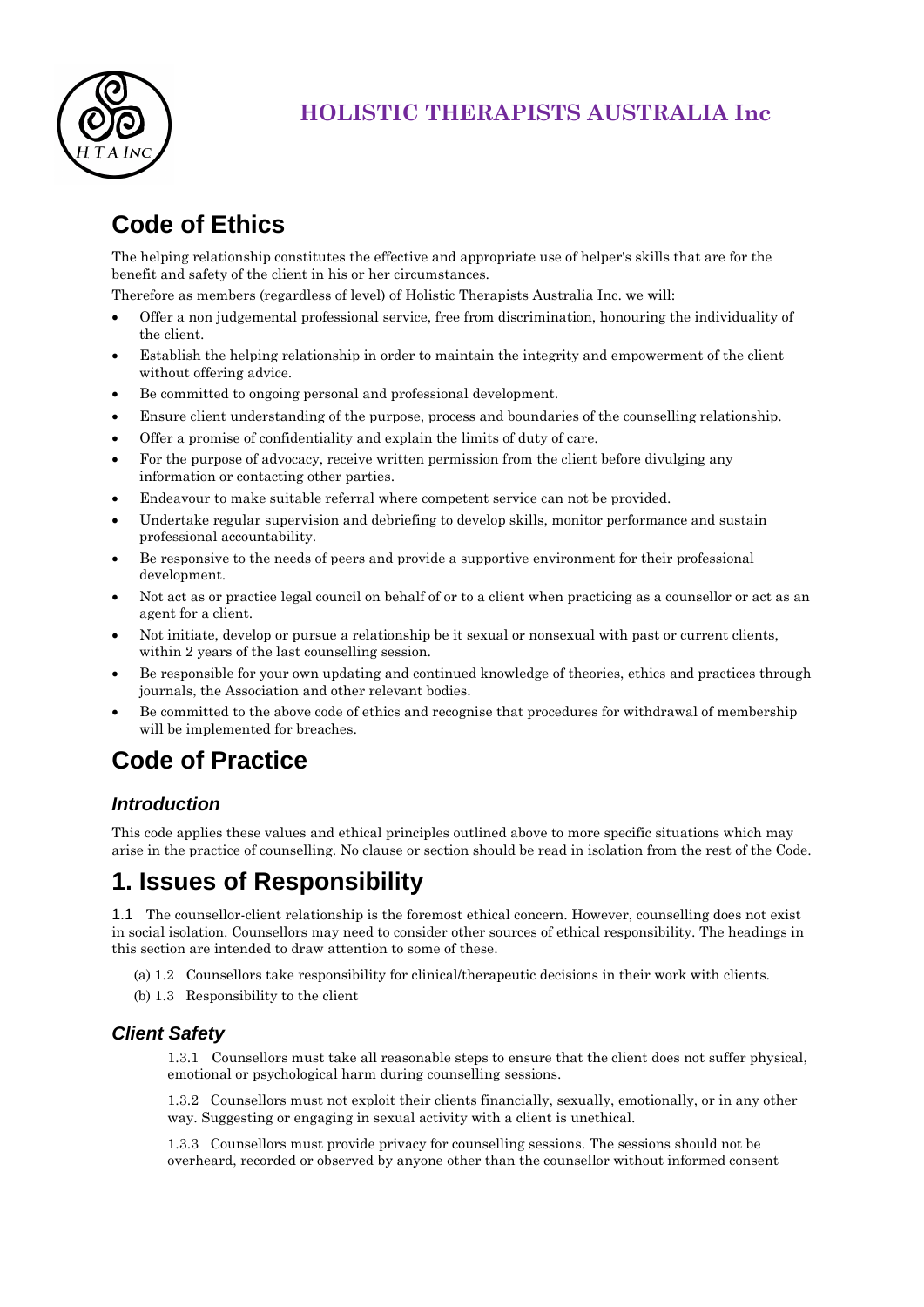# HOLISTIC THERAPISTS AUSTRALIA Inc

## Code of Ethics

The helping relationship constitutes the effective and appropriate use of helper's skills that are for the benefit and safety of the client in his or her circumstances.

Therefore as members (regardless of level) of Holistic Therapists Australia Inc. we will:

- Offer a non judgemental professional service, free from discrimination, honouring the individuality of the client.
- Establish the helping relationship in order to maintain the integrity and empowerment of the client without offering advice.
- Be committed to ongoing personal and professional development.
- Ensure client understanding of the purpose, process and boundaries of the counselling relationship.
- Offer a promise of confidentiality and explain the limits of duty of care.
- For the purpose of advocacy, receive written permission from the client before divulging any information or contacting other parties.
- Endeavour to make suitable referral where competent service can not be provided.
- Undertake regular supervision and debriefing to develop skills, monitor performance and sustain professional accountability.
- Be responsive to the needs of peers and provide a supportive environment for their professional development.
- Not act as or practice legal council on behalf of or to a client when practicing as a counsellor or act as an agent for a client.
- Not initiate, develop or pursue a relationship be it sexual or nonsexual with past or current clients, within 2 years of the last counselling session.
- Be responsible for your own updating and continued knowledge of theories, ethics and practices through journals, the Association and other relevant bodies.
- Be committed to the above code of ethics and recognise that procedures for withdrawal of membership will be implemented for breaches.

## Code of Practice

### *Introduction*

This code applies these values and ethical principles outlined above to more specific situations which may arise in the practice of counselling. No clause or section should be read in isolation from the rest of the Code.

# 1. Issues of Responsibility

1.1 The counsellor-client relationship is the foremost ethical concern. However, counselling does not exist in social isolation. Counsellors may need to consider other sources of ethical responsibility. The headings in this section are intended to draw attention to some of these.

(a) 1.2 Counsellors take responsibility for clinical/therapeutic decisions in their work with clients.

(b) 1.3 Responsibility to the client

### *Client Safety*

1.3.1 Counsellors must take all reasonable steps to ensure that the client does not suffer physical, emotional or psychological harm during counselling sessions.

1.3.2 Counsellors must not exploit their clients financially, sexually, emotionally, or in any other way. Suggesting or engaging in sexual activity with a client is unethical.

1.3.3 Counsellors must provide privacy for counselling sessions. The sessions should not be overheard, recorded or observed by anyone other than the counsellor without informed consent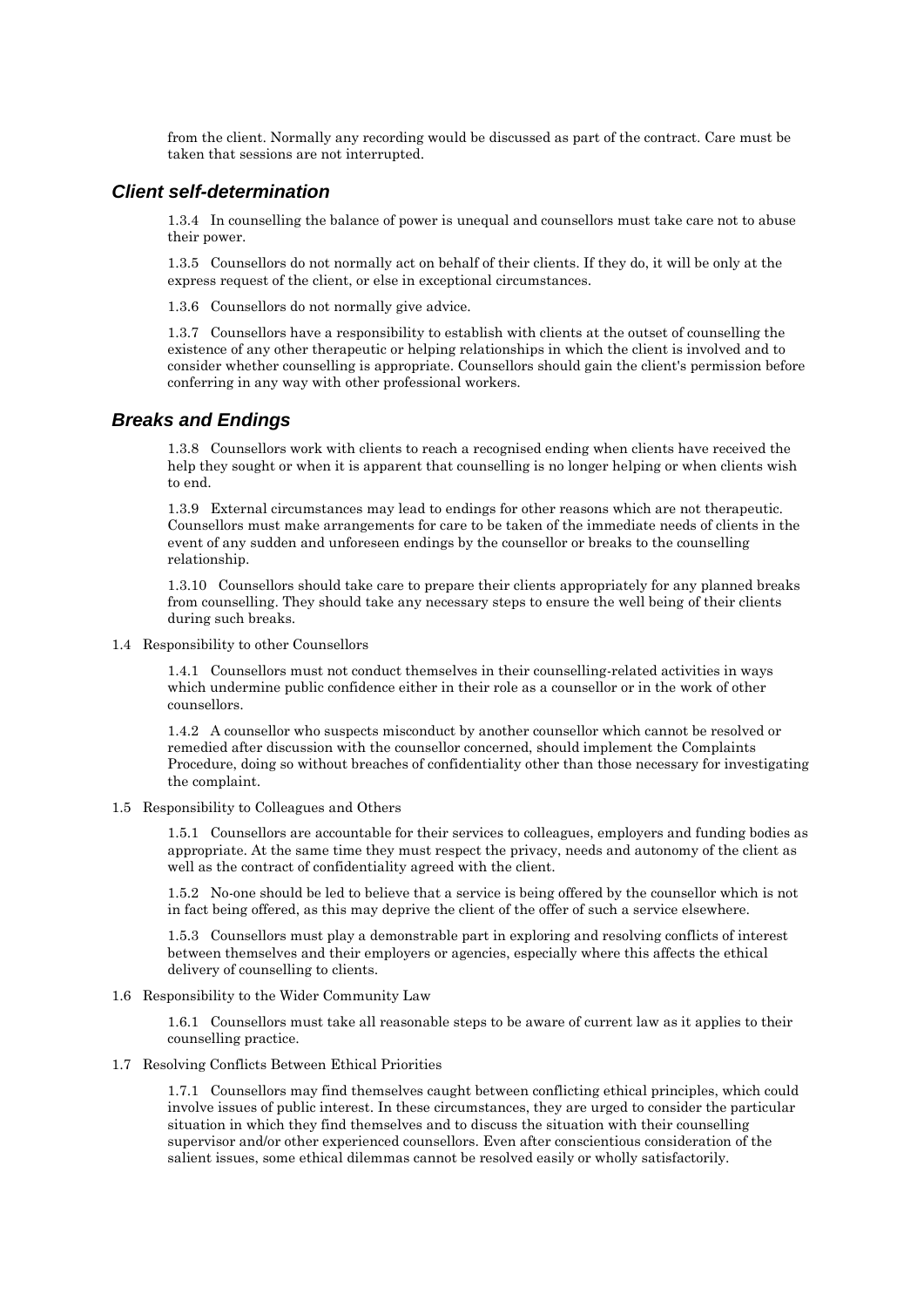from the client. Normally any recording would be discussed as part of the contract. Care must be taken that sessions are not interrupted.

### *Client self-determination*

1.3.4 In counselling the balance of power is unequal and counsellors must take care not to abuse their power.

1.3.5 Counsellors do not normally act on behalf of their clients. If they do, it will be only at the express request of the client, or else in exceptional circumstances.

1.3.6 Counsellors do not normally give advice.

1.3.7 Counsellors have a responsibility to establish with clients at the outset of counselling the existence of any other therapeutic or helping relationships in which the client is involved and to consider whether counselling is appropriate. Counsellors should gain the client's permission before conferring in any way with other professional workers.

### *Breaks and Endings*

1.3.8 Counsellors work with clients to reach a recognised ending when clients have received the help they sought or when it is apparent that counselling is no longer helping or when clients wish to end.

1.3.9 External circumstances may lead to endings for other reasons which are not therapeutic. Counsellors must make arrangements for care to be taken of the immediate needs of clients in the event of any sudden and unforeseen endings by the counsellor or breaks to the counselling relationship.

1.3.10 Counsellors should take care to prepare their clients appropriately for any planned breaks from counselling. They should take any necessary steps to ensure the well being of their clients during such breaks.

1.4 Responsibility to other Counsellors

1.4.1 Counsellors must not conduct themselves in their counselling-related activities in ways which undermine public confidence either in their role as a counsellor or in the work of other counsellors.

1.4.2 A counsellor who suspects misconduct by another counsellor which cannot be resolved or remedied after discussion with the counsellor concerned, should implement the Complaints Procedure, doing so without breaches of confidentiality other than those necessary for investigating the complaint.

1.5 Responsibility to Colleagues and Others

1.5.1 Counsellors are accountable for their services to colleagues, employers and funding bodies as appropriate. At the same time they must respect the privacy, needs and autonomy of the client as well as the contract of confidentiality agreed with the client.

1.5.2 No-one should be led to believe that a service is being offered by the counsellor which is not in fact being offered, as this may deprive the client of the offer of such a service elsewhere.

1.5.3 Counsellors must play a demonstrable part in exploring and resolving conflicts of interest between themselves and their employers or agencies, especially where this affects the ethical delivery of counselling to clients.

1.6 Responsibility to the Wider Community Law

1.6.1 Counsellors must take all reasonable steps to be aware of current law as it applies to their counselling practice.

1.7 Resolving Conflicts Between Ethical Priorities

1.7.1 Counsellors may find themselves caught between conflicting ethical principles, which could involve issues of public interest. In these circumstances, they are urged to consider the particular situation in which they find themselves and to discuss the situation with their counselling supervisor and/or other experienced counsellors. Even after conscientious consideration of the salient issues, some ethical dilemmas cannot be resolved easily or wholly satisfactorily.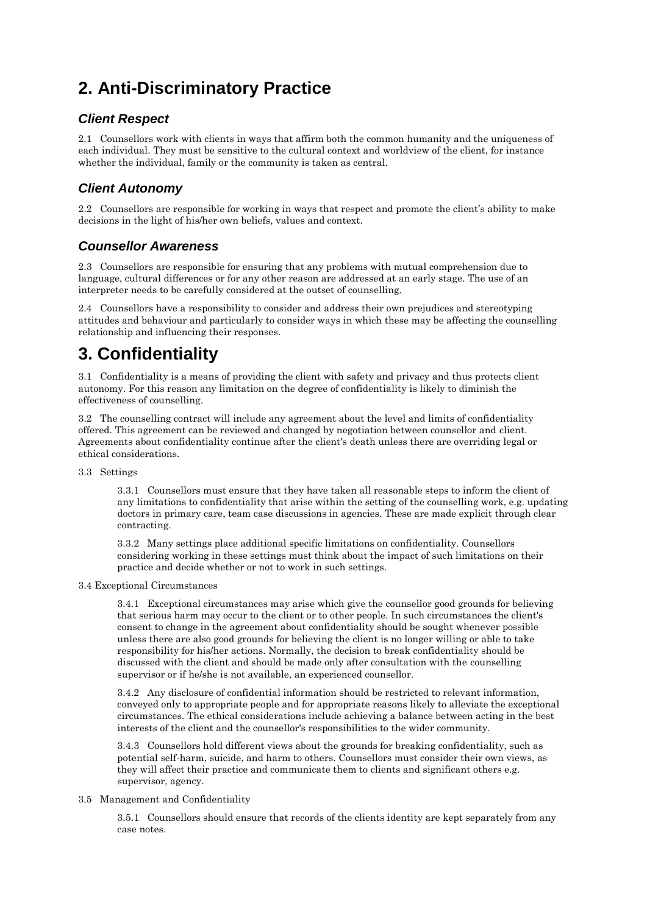## 2. Anti-Discriminatory Practice

### *Client Respect*

2.1 Counsellors work with clients in ways that affirm both the common humanity and the uniqueness of each individual. They must be sensitive to the cultural context and worldview of the client, for instance whether the individual, family or the community is taken as central.

### *Client Autonomy*

2.2 Counsellors are responsible for working in ways that respect and promote the client's ability to make decisions in the light of his/her own beliefs, values and context.

### *Counsellor Awareness*

2.3 Counsellors are responsible for ensuring that any problems with mutual comprehension due to language, cultural differences or for any other reason are addressed at an early stage. The use of an interpreter needs to be carefully considered at the outset of counselling.

2.4 Counsellors have a responsibility to consider and address their own prejudices and stereotyping attitudes and behaviour and particularly to consider ways in which these may be affecting the counselling relationship and influencing their responses.

## 3. Confidentiality

3.1 Confidentiality is a means of providing the client with safety and privacy and thus protects client autonomy. For this reason any limitation on the degree of confidentiality is likely to diminish the effectiveness of counselling.

3.2 The counselling contract will include any agreement about the level and limits of confidentiality offered. This agreement can be reviewed and changed by negotiation between counsellor and client. Agreements about confidentiality continue after the client's death unless there are overriding legal or ethical considerations.

3.3 Settings

> 3.3.1 Counsellors must ensure that they have taken all reasonable steps to inform the client of any limitations to confidentiality that arise within the setting of the counselling work, e.g. updating doctors in primary care, team case discussions in agencies. These are made explicit through clear contracting.
>
> 3.3.2 Many settings place additional specific limitations on confidentiality. Counsellors considering working in these settings must think about the impact of such limitations on their practice and decide whether or not to work in such settings.

3.4 Exceptional Circumstances

> 3.4.1 Exceptional circumstances may arise which give the counsellor good grounds for believing that serious harm may occur to the client or to other people. In such circumstances the client's consent to change in the agreement about confidentiality should be sought whenever possible unless there are also good grounds for believing the client is no longer willing or able to take responsibility for his/her actions. Normally, the decision to break confidentiality should be discussed with the client and should be made only after consultation with the counselling supervisor or if he/she is not available, an experienced counsellor.
>
> 3.4.2 Any disclosure of confidential information should be restricted to relevant information, conveyed only to appropriate people and for appropriate reasons likely to alleviate the exceptional circumstances. The ethical considerations include achieving a balance between acting in the best interests of the client and the counsellor's responsibilities to the wider community.
>
> 3.4.3 Counsellors hold different views about the grounds for breaking confidentiality, such as potential self-harm, suicide, and harm to others. Counsellors must consider their own views, as they will affect their practice and communicate them to clients and significant others e.g. supervisor, agency.

3.5 Management and Confidentiality

> 3.5.1 Counsellors should ensure that records of the clients identity are kept separately from any case notes.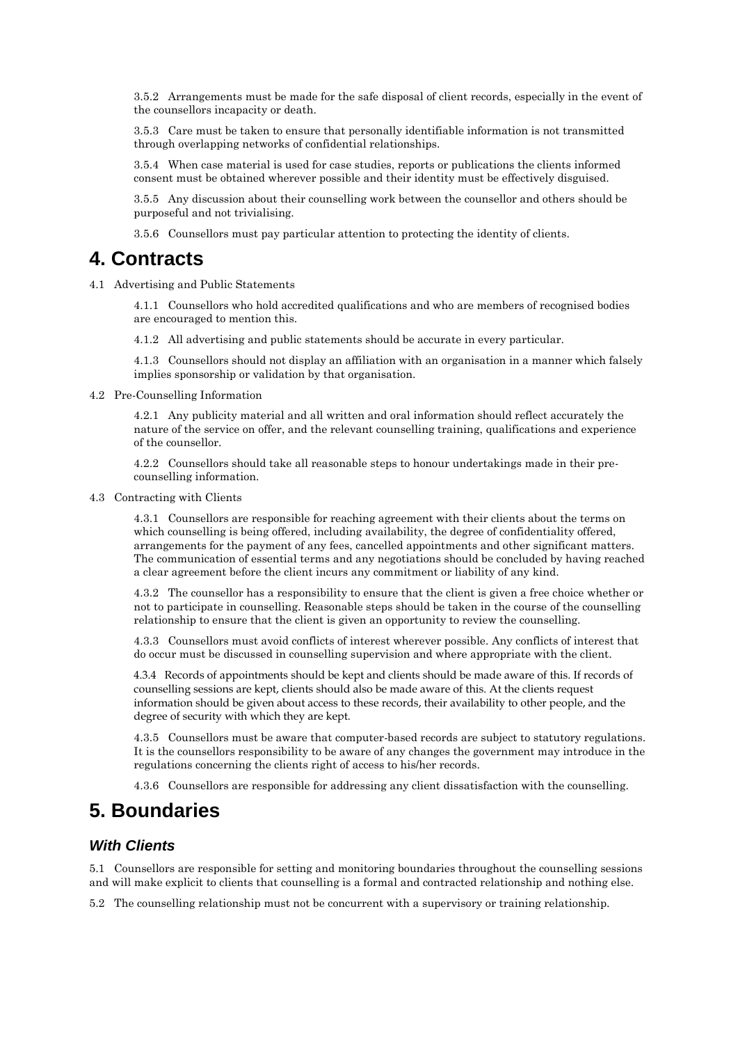3.5.2 Arrangements must be made for the safe disposal of client records, especially in the event of the counsellors incapacity or death.

3.5.3 Care must be taken to ensure that personally identifiable information is not transmitted through overlapping networks of confidential relationships.

3.5.4 When case material is used for case studies, reports or publications the clients informed consent must be obtained wherever possible and their identity must be effectively disguised.

3.5.5 Any discussion about their counselling work between the counsellor and others should be purposeful and not trivialising.

3.5.6 Counsellors must pay particular attention to protecting the identity of clients.

# 4. Contracts

4.1 Advertising and Public Statements

4.1.1 Counsellors who hold accredited qualifications and who are members of recognised bodies are encouraged to mention this.

4.1.2 All advertising and public statements should be accurate in every particular.

4.1.3 Counsellors should not display an affiliation with an organisation in a manner which falsely implies sponsorship or validation by that organisation.

4.2 Pre-Counselling Information

4.2.1 Any publicity material and all written and oral information should reflect accurately the nature of the service on offer, and the relevant counselling training, qualifications and experience of the counsellor.

4.2.2 Counsellors should take all reasonable steps to honour undertakings made in their pre-counselling information.

4.3 Contracting with Clients

4.3.1 Counsellors are responsible for reaching agreement with their clients about the terms on which counselling is being offered, including availability, the degree of confidentiality offered, arrangements for the payment of any fees, cancelled appointments and other significant matters. The communication of essential terms and any negotiations should be concluded by having reached a clear agreement before the client incurs any commitment or liability of any kind.

4.3.2 The counsellor has a responsibility to ensure that the client is given a free choice whether or not to participate in counselling. Reasonable steps should be taken in the course of the counselling relationship to ensure that the client is given an opportunity to review the counselling.

4.3.3 Counsellors must avoid conflicts of interest wherever possible. Any conflicts of interest that do occur must be discussed in counselling supervision and where appropriate with the client.

4.3.4 Records of appointments should be kept and clients should be made aware of this. If records of counselling sessions are kept, clients should also be made aware of this. At the clients request information should be given about access to these records, their availability to other people, and the degree of security with which they are kept.

4.3.5 Counsellors must be aware that computer-based records are subject to statutory regulations. It is the counsellors responsibility to be aware of any changes the government may introduce in the regulations concerning the clients right of access to his/her records.

4.3.6 Counsellors are responsible for addressing any client dissatisfaction with the counselling.

# 5. Boundaries

### *With Clients*

5.1 Counsellors are responsible for setting and monitoring boundaries throughout the counselling sessions and will make explicit to clients that counselling is a formal and contracted relationship and nothing else.

5.2 The counselling relationship must not be concurrent with a supervisory or training relationship.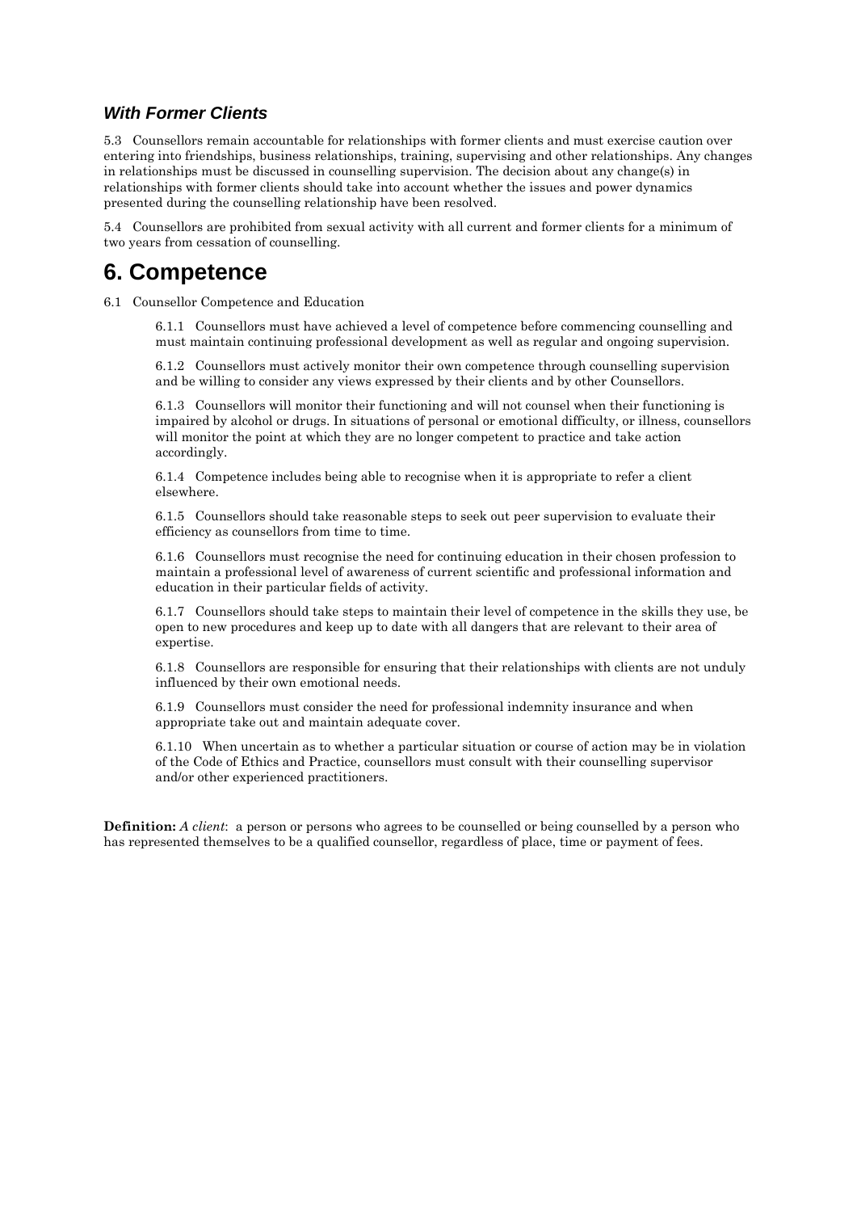### *With Former Clients*

5.3 Counsellors remain accountable for relationships with former clients and must exercise caution over entering into friendships, business relationships, training, supervising and other relationships. Any changes in relationships must be discussed in counselling supervision. The decision about any change(s) in relationships with former clients should take into account whether the issues and power dynamics presented during the counselling relationship have been resolved.

5.4 Counsellors are prohibited from sexual activity with all current and former clients for a minimum of two years from cessation of counselling.

# 6. Competence

6.1 Counsellor Competence and Education

6.1.1 Counsellors must have achieved a level of competence before commencing counselling and must maintain continuing professional development as well as regular and ongoing supervision.

6.1.2 Counsellors must actively monitor their own competence through counselling supervision and be willing to consider any views expressed by their clients and by other Counsellors.

6.1.3 Counsellors will monitor their functioning and will not counsel when their functioning is impaired by alcohol or drugs. In situations of personal or emotional difficulty, or illness, counsellors will monitor the point at which they are no longer competent to practice and take action accordingly.

6.1.4 Competence includes being able to recognise when it is appropriate to refer a client elsewhere.

6.1.5 Counsellors should take reasonable steps to seek out peer supervision to evaluate their efficiency as counsellors from time to time.

6.1.6 Counsellors must recognise the need for continuing education in their chosen profession to maintain a professional level of awareness of current scientific and professional information and education in their particular fields of activity.

6.1.7 Counsellors should take steps to maintain their level of competence in the skills they use, be open to new procedures and keep up to date with all dangers that are relevant to their area of expertise.

6.1.8 Counsellors are responsible for ensuring that their relationships with clients are not unduly influenced by their own emotional needs.

6.1.9 Counsellors must consider the need for professional indemnity insurance and when appropriate take out and maintain adequate cover.

6.1.10 When uncertain as to whether a particular situation or course of action may be in violation of the Code of Ethics and Practice, counsellors must consult with their counselling supervisor and/or other experienced practitioners.

**Definition:** *A client*: a person or persons who agrees to be counselled or being counselled by a person who has represented themselves to be a qualified counsellor, regardless of place, time or payment of fees.